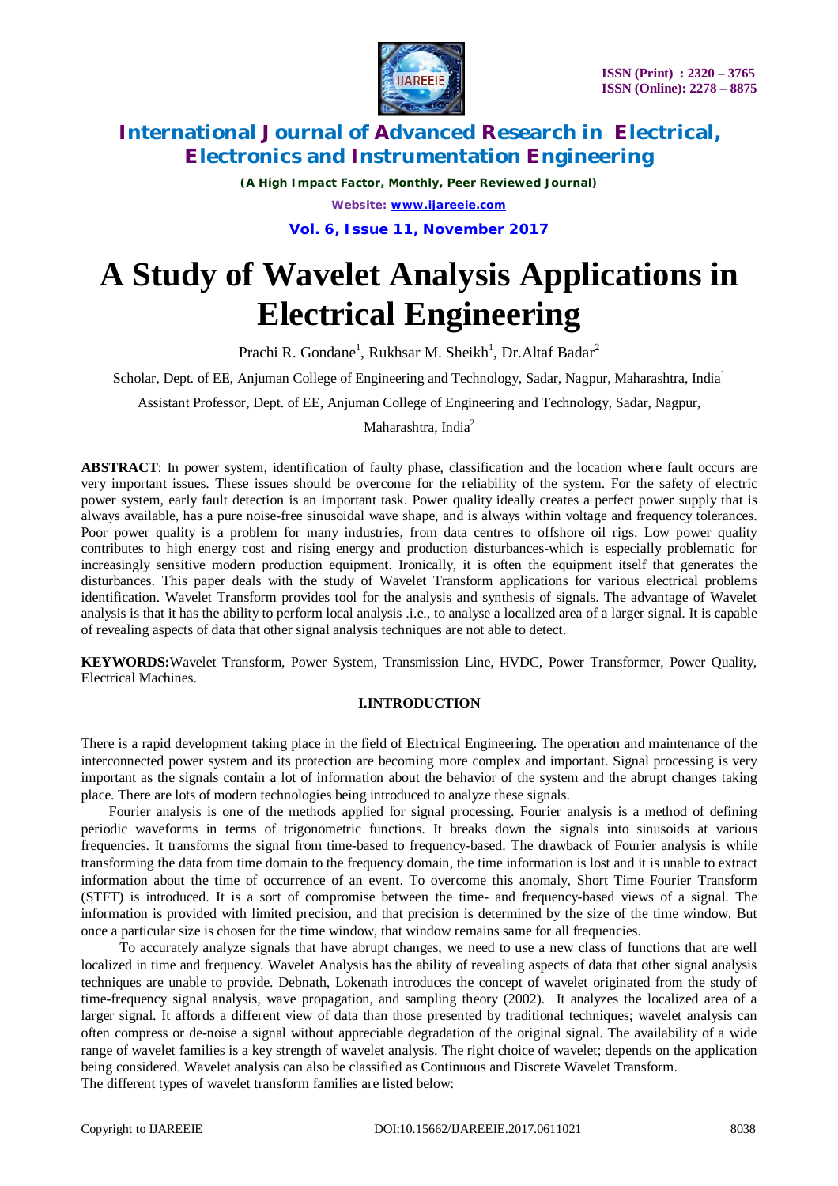# A Study of Wavelet Analysis Applications in Electrical Engineering

Prachi R. Gondane[1], Rukhsar M. Sheikh[1], Dr.Altaf Badar[2]

Scholar, Dept. of EE, Anjuman College of Engineering and Technology, Sadar, Nagpur, Maharashtra, India[1]

Assistant Professor, Dept. of EE, Anjuman College of Engineering and Technology, Sadar, Nagpur, Maharashtra, India[2]

**ABSTRACT**: In power system, identification of faulty phase, classification and the location where fault occurs are very important issues. These issues should be overcome for the reliability of the system. For the safety of electric power system, early fault detection is an important task. Power quality ideally creates a perfect power supply that is always available, has a pure noise-free sinusoidal wave shape, and is always within voltage and frequency tolerances. Poor power quality is a problem for many industries, from data centres to offshore oil rigs. Low power quality contributes to high energy cost and rising energy and production disturbances-which is especially problematic for increasingly sensitive modern production equipment. Ironically, it is often the equipment itself that generates the disturbances. This paper deals with the study of Wavelet Transform applications for various electrical problems identification. Wavelet Transform provides tool for the analysis and synthesis of signals. The advantage of Wavelet analysis is that it has the ability to perform local analysis .i.e., to analyse a localized area of a larger signal. It is capable of revealing aspects of data that other signal analysis techniques are not able to detect.

**KEYWORDS:** Wavelet Transform, Power System, Transmission Line, HVDC, Power Transformer, Power Quality, Electrical Machines.

## I.INTRODUCTION

There is a rapid development taking place in the field of Electrical Engineering. The operation and maintenance of the interconnected power system and its protection are becoming more complex and important. Signal processing is very important as the signals contain a lot of information about the behavior of the system and the abrupt changes taking place. There are lots of modern technologies being introduced to analyze these signals.

Fourier analysis is one of the methods applied for signal processing. Fourier analysis is a method of defining periodic waveforms in terms of trigonometric functions. It breaks down the signals into sinusoids at various frequencies. It transforms the signal from time-based to frequency-based. The drawback of Fourier analysis is while transforming the data from time domain to the frequency domain, the time information is lost and it is unable to extract information about the time of occurrence of an event. To overcome this anomaly, Short Time Fourier Transform (STFT) is introduced. It is a sort of compromise between the time- and frequency-based views of a signal. The information is provided with limited precision, and that precision is determined by the size of the time window. But once a particular size is chosen for the time window, that window remains same for all frequencies.

To accurately analyze signals that have abrupt changes, we need to use a new class of functions that are well localized in time and frequency. Wavelet Analysis has the ability of revealing aspects of data that other signal analysis techniques are unable to provide. Debnath, Lokenath introduces the concept of wavelet originated from the study of time-frequency signal analysis, wave propagation, and sampling theory (2002). It analyzes the localized area of a larger signal. It affords a different view of data than those presented by traditional techniques; wavelet analysis can often compress or de-noise a signal without appreciable degradation of the original signal. The availability of a wide range of wavelet families is a key strength of wavelet analysis. The right choice of wavelet; depends on the application being considered. Wavelet analysis can also be classified as Continuous and Discrete Wavelet Transform.
The different types of wavelet transform families are listed below: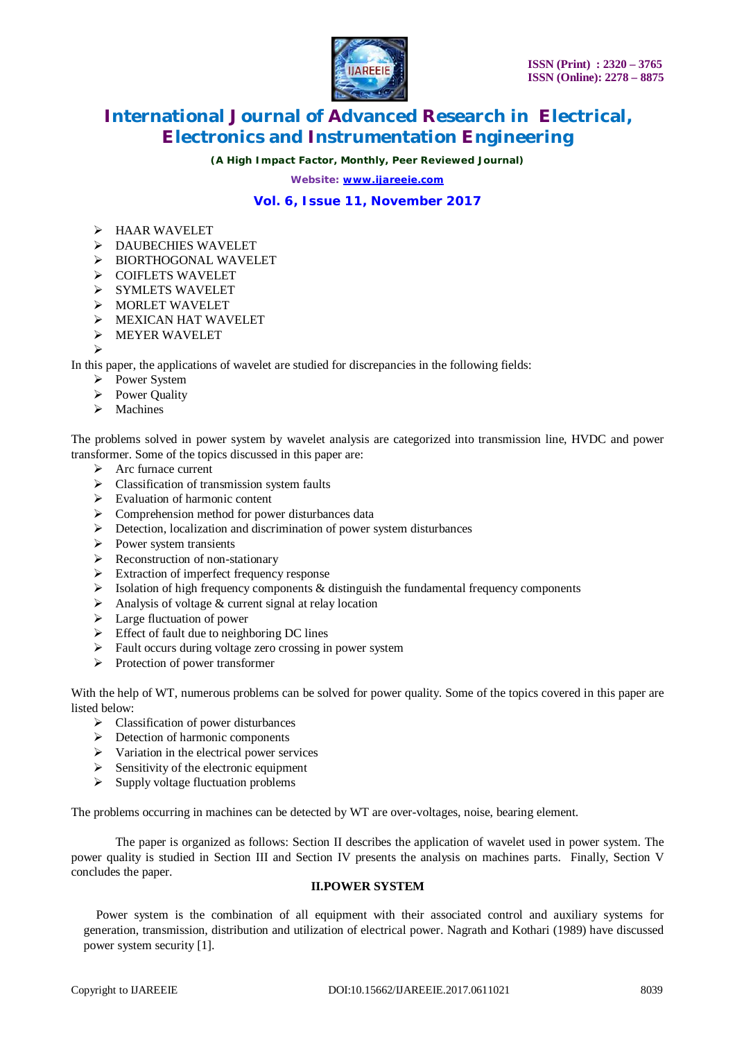- HAAR WAVELET
- DAUBECHIES WAVELET
- BIORTHOGONAL WAVELET
- COIFLETS WAVELET
- SYMLETS WAVELET
- MORLET WAVELET
- MEXICAN HAT WAVELET
- MEYER WAVELET

In this paper, the applications of wavelet are studied for discrepancies in the following fields:

- Power System
- Power Quality
- Machines

The problems solved in power system by wavelet analysis are categorized into transmission line, HVDC and power transformer. Some of the topics discussed in this paper are:

- Arc furnace current
- Classification of transmission system faults
- Evaluation of harmonic content
- Comprehension method for power disturbances data
- Detection, localization and discrimination of power system disturbances
- Power system transients
- Reconstruction of non-stationary
- Extraction of imperfect frequency response
- Isolation of high frequency components & distinguish the fundamental frequency components
- Analysis of voltage & current signal at relay location
- Large fluctuation of power
- Effect of fault due to neighboring DC lines
- Fault occurs during voltage zero crossing in power system
- Protection of power transformer

With the help of WT, numerous problems can be solved for power quality. Some of the topics covered in this paper are listed below:

- Classification of power disturbances
- Detection of harmonic components
- Variation in the electrical power services
- Sensitivity of the electronic equipment
- Supply voltage fluctuation problems

The problems occurring in machines can be detected by WT are over-voltages, noise, bearing element.

The paper is organized as follows: Section II describes the application of wavelet used in power system. The power quality is studied in Section III and Section IV presents the analysis on machines parts. Finally, Section V concludes the paper.

## II.POWER SYSTEM

Power system is the combination of all equipment with their associated control and auxiliary systems for generation, transmission, distribution and utilization of electrical power. Nagrath and Kothari (1989) have discussed power system security [1].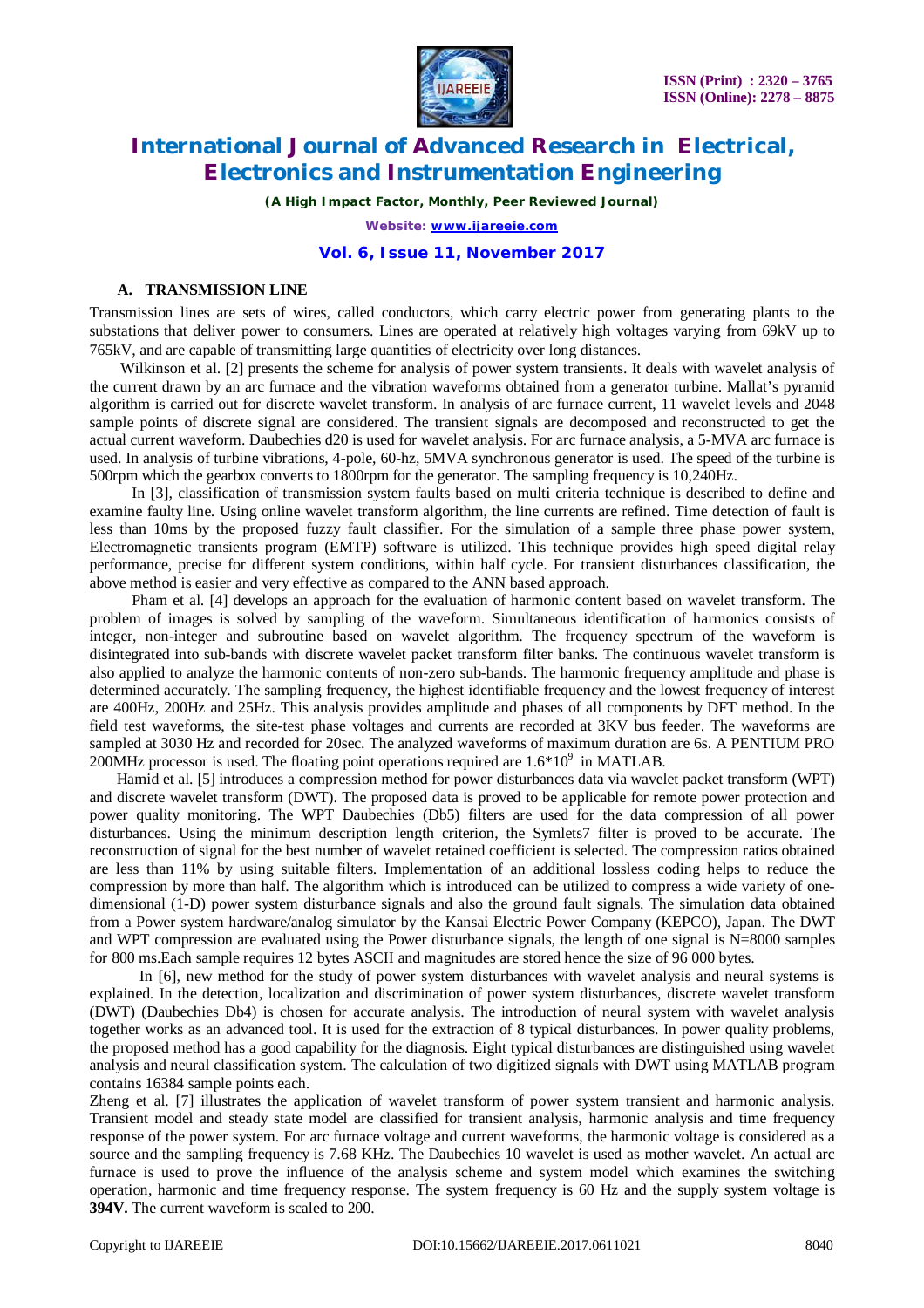### A. TRANSMISSION LINE

Transmission lines are sets of wires, called conductors, which carry electric power from generating plants to the substations that deliver power to consumers. Lines are operated at relatively high voltages varying from 69kV up to 765kV, and are capable of transmitting large quantities of electricity over long distances.

Wilkinson et al. [2] presents the scheme for analysis of power system transients. It deals with wavelet analysis of the current drawn by an arc furnace and the vibration waveforms obtained from a generator turbine. Mallat's pyramid algorithm is carried out for discrete wavelet transform. In analysis of arc furnace current, 11 wavelet levels and 2048 sample points of discrete signal are considered. The transient signals are decomposed and reconstructed to get the actual current waveform. Daubechies d20 is used for wavelet analysis. For arc furnace analysis, a 5-MVA arc furnace is used. In analysis of turbine vibrations, 4-pole, 60-hz, 5MVA synchronous generator is used. The speed of the turbine is 500rpm which the gearbox converts to 1800rpm for the generator. The sampling frequency is 10,240Hz.

In [3], classification of transmission system faults based on multi criteria technique is described to define and examine faulty line. Using online wavelet transform algorithm, the line currents are refined. Time detection of fault is less than 10ms by the proposed fuzzy fault classifier. For the simulation of a sample three phase power system, Electromagnetic transients program (EMTP) software is utilized. This technique provides high speed digital relay performance, precise for different system conditions, within half cycle. For transient disturbances classification, the above method is easier and very effective as compared to the ANN based approach.

Pham et al. [4] develops an approach for the evaluation of harmonic content based on wavelet transform. The problem of images is solved by sampling of the waveform. Simultaneous identification of harmonics consists of integer, non-integer and subroutine based on wavelet algorithm. The frequency spectrum of the waveform is disintegrated into sub-bands with discrete wavelet packet transform filter banks. The continuous wavelet transform is also applied to analyze the harmonic contents of non-zero sub-bands. The harmonic frequency amplitude and phase is determined accurately. The sampling frequency, the highest identifiable frequency and the lowest frequency of interest are 400Hz, 200Hz and 25Hz. This analysis provides amplitude and phases of all components by DFT method. In the field test waveforms, the site-test phase voltages and currents are recorded at 3KV bus feeder. The waveforms are sampled at 3030 Hz and recorded for 20sec. The analyzed waveforms of maximum duration are 6s. A PENTIUM PRO 200MHz processor is used. The floating point operations required are $1.6*10^{9}$ in MATLAB.

Hamid et al. [5] introduces a compression method for power disturbances data via wavelet packet transform (WPT) and discrete wavelet transform (DWT). The proposed data is proved to be applicable for remote power protection and power quality monitoring. The WPT Daubechies (Db5) filters are used for the data compression of all power disturbances. Using the minimum description length criterion, the Symlets7 filter is proved to be accurate. The reconstruction of signal for the best number of wavelet retained coefficient is selected. The compression ratios obtained are less than 11% by using suitable filters. Implementation of an additional lossless coding helps to reduce the compression by more than half. The algorithm which is introduced can be utilized to compress a wide variety of one-dimensional (1-D) power system disturbance signals and also the ground fault signals. The simulation data obtained from a Power system hardware/analog simulator by the Kansai Electric Power Company (KEPCO), Japan. The DWT and WPT compression are evaluated using the Power disturbance signals, the length of one signal is N=8000 samples for 800 ms.Each sample requires 12 bytes ASCII and magnitudes are stored hence the size of 96 000 bytes.

In [6], new method for the study of power system disturbances with wavelet analysis and neural systems is explained. In the detection, localization and discrimination of power system disturbances, discrete wavelet transform (DWT) (Daubechies Db4) is chosen for accurate analysis. The introduction of neural system with wavelet analysis together works as an advanced tool. It is used for the extraction of 8 typical disturbances. In power quality problems, the proposed method has a good capability for the diagnosis. Eight typical disturbances are distinguished using wavelet analysis and neural classification system. The calculation of two digitized signals with DWT using MATLAB program contains 16384 sample points each.

Zheng et al. [7] illustrates the application of wavelet transform of power system transient and harmonic analysis. Transient model and steady state model are classified for transient analysis, harmonic analysis and time frequency response of the power system. For arc furnace voltage and current waveforms, the harmonic voltage is considered as a source and the sampling frequency is 7.68 KHz. The Daubechies 10 wavelet is used as mother wavelet. An actual arc furnace is used to prove the influence of the analysis scheme and system model which examines the switching operation, harmonic and time frequency response. The system frequency is 60 Hz and the supply system voltage is **394V.** The current waveform is scaled to 200.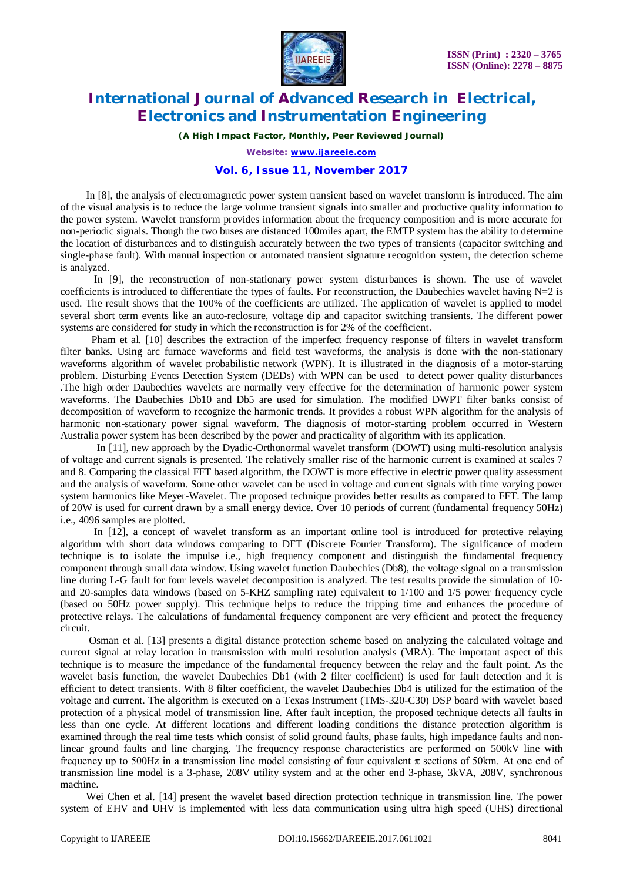In [8], the analysis of electromagnetic power system transient based on wavelet transform is introduced. The aim of the visual analysis is to reduce the large volume transient signals into smaller and productive quality information to the power system. Wavelet transform provides information about the frequency composition and is more accurate for non-periodic signals. Though the two buses are distanced 100miles apart, the EMTP system has the ability to determine the location of disturbances and to distinguish accurately between the two types of transients (capacitor switching and single-phase fault). With manual inspection or automated transient signature recognition system, the detection scheme is analyzed.

In [9], the reconstruction of non-stationary power system disturbances is shown. The use of wavelet coefficients is introduced to differentiate the types of faults. For reconstruction, the Daubechies wavelet having N=2 is used. The result shows that the 100% of the coefficients are utilized. The application of wavelet is applied to model several short term events like an auto-reclosure, voltage dip and capacitor switching transients. The different power systems are considered for study in which the reconstruction is for 2% of the coefficient.

Pham et al. [10] describes the extraction of the imperfect frequency response of filters in wavelet transform filter banks. Using arc furnace waveforms and field test waveforms, the analysis is done with the non-stationary waveforms algorithm of wavelet probabilistic network (WPN). It is illustrated in the diagnosis of a motor-starting problem. Disturbing Events Detection System (DEDs) with WPN can be used to detect power quality disturbances .The high order Daubechies wavelets are normally very effective for the determination of harmonic power system waveforms. The Daubechies Db10 and Db5 are used for simulation. The modified DWPT filter banks consist of decomposition of waveform to recognize the harmonic trends. It provides a robust WPN algorithm for the analysis of harmonic non-stationary power signal waveform. The diagnosis of motor-starting problem occurred in Western Australia power system has been described by the power and practicality of algorithm with its application.

In [11], new approach by the Dyadic-Orthonormal wavelet transform (DOWT) using multi-resolution analysis of voltage and current signals is presented. The relatively smaller rise of the harmonic current is examined at scales 7 and 8. Comparing the classical FFT based algorithm, the DOWT is more effective in electric power quality assessment and the analysis of waveform. Some other wavelet can be used in voltage and current signals with time varying power system harmonics like Meyer-Wavelet. The proposed technique provides better results as compared to FFT. The lamp of 20W is used for current drawn by a small energy device. Over 10 periods of current (fundamental frequency 50Hz) i.e., 4096 samples are plotted.

In [12], a concept of wavelet transform as an important online tool is introduced for protective relaying algorithm with short data windows comparing to DFT (Discrete Fourier Transform). The significance of modern technique is to isolate the impulse i.e., high frequency component and distinguish the fundamental frequency component through small data window. Using wavelet function Daubechies (Db8), the voltage signal on a transmission line during L-G fault for four levels wavelet decomposition is analyzed. The test results provide the simulation of 10- and 20-samples data windows (based on 5-KHZ sampling rate) equivalent to 1/100 and 1/5 power frequency cycle (based on 50Hz power supply). This technique helps to reduce the tripping time and enhances the procedure of protective relays. The calculations of fundamental frequency component are very efficient and protect the frequency circuit.

Osman et al. [13] presents a digital distance protection scheme based on analyzing the calculated voltage and current signal at relay location in transmission with multi resolution analysis (MRA). The important aspect of this technique is to measure the impedance of the fundamental frequency between the relay and the fault point. As the wavelet basis function, the wavelet Daubechies Db1 (with 2 filter coefficient) is used for fault detection and it is efficient to detect transients. With 8 filter coefficient, the wavelet Daubechies Db4 is utilized for the estimation of the voltage and current. The algorithm is executed on a Texas Instrument (TMS-320-C30) DSP board with wavelet based protection of a physical model of transmission line. After fault inception, the proposed technique detects all faults in less than one cycle. At different locations and different loading conditions the distance protection algorithm is examined through the real time tests which consist of solid ground faults, phase faults, high impedance faults and non-linear ground faults and line charging. The frequency response characteristics are performed on 500kV line with frequency up to 500Hz in a transmission line model consisting of four equivalent π sections of 50km. At one end of transmission line model is a 3-phase, 208V utility system and at the other end 3-phase, 3kVA, 208V, synchronous machine.

Wei Chen et al. [14] present the wavelet based direction protection technique in transmission line. The power system of EHV and UHV is implemented with less data communication using ultra high speed (UHS) directional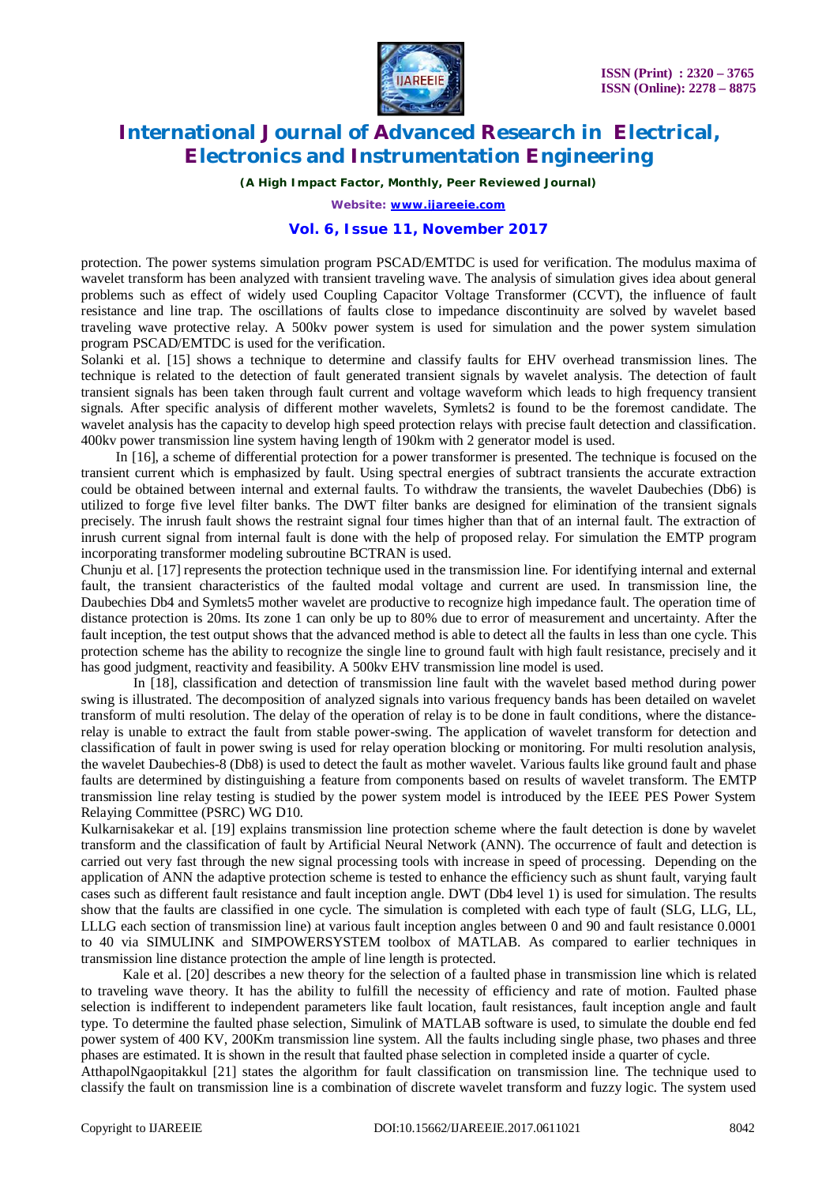protection. The power systems simulation program PSCAD/EMTDC is used for verification. The modulus maxima of wavelet transform has been analyzed with transient traveling wave. The analysis of simulation gives idea about general problems such as effect of widely used Coupling Capacitor Voltage Transformer (CCVT), the influence of fault resistance and line trap. The oscillations of faults close to impedance discontinuity are solved by wavelet based traveling wave protective relay. A 500kv power system is used for simulation and the power system simulation program PSCAD/EMTDC is used for the verification.

Solanki et al. [15] shows a technique to determine and classify faults for EHV overhead transmission lines. The technique is related to the detection of fault generated transient signals by wavelet analysis. The detection of fault transient signals has been taken through fault current and voltage waveform which leads to high frequency transient signals. After specific analysis of different mother wavelets, Symlets2 is found to be the foremost candidate. The wavelet analysis has the capacity to develop high speed protection relays with precise fault detection and classification. 400kv power transmission line system having length of 190km with 2 generator model is used.

In [16], a scheme of differential protection for a power transformer is presented. The technique is focused on the transient current which is emphasized by fault. Using spectral energies of subtract transients the accurate extraction could be obtained between internal and external faults. To withdraw the transients, the wavelet Daubechies (Db6) is utilized to forge five level filter banks. The DWT filter banks are designed for elimination of the transient signals precisely. The inrush fault shows the restraint signal four times higher than that of an internal fault. The extraction of inrush current signal from internal fault is done with the help of proposed relay. For simulation the EMTP program incorporating transformer modeling subroutine BCTRAN is used.

Chunju et al. [17] represents the protection technique used in the transmission line. For identifying internal and external fault, the transient characteristics of the faulted modal voltage and current are used. In transmission line, the Daubechies Db4 and Symlets5 mother wavelet are productive to recognize high impedance fault. The operation time of distance protection is 20ms. Its zone 1 can only be up to 80% due to error of measurement and uncertainty. After the fault inception, the test output shows that the advanced method is able to detect all the faults in less than one cycle. This protection scheme has the ability to recognize the single line to ground fault with high fault resistance, precisely and it has good judgment, reactivity and feasibility. A 500kv EHV transmission line model is used.

In [18], classification and detection of transmission line fault with the wavelet based method during power swing is illustrated. The decomposition of analyzed signals into various frequency bands has been detailed on wavelet transform of multi resolution. The delay of the operation of relay is to be done in fault conditions, where the distance-relay is unable to extract the fault from stable power-swing. The application of wavelet transform for detection and classification of fault in power swing is used for relay operation blocking or monitoring. For multi resolution analysis, the wavelet Daubechies-8 (Db8) is used to detect the fault as mother wavelet. Various faults like ground fault and phase faults are determined by distinguishing a feature from components based on results of wavelet transform. The EMTP transmission line relay testing is studied by the power system model is introduced by the IEEE PES Power System Relaying Committee (PSRC) WG D10.

Kulkarnisakekar et al. [19] explains transmission line protection scheme where the fault detection is done by wavelet transform and the classification of fault by Artificial Neural Network (ANN). The occurrence of fault and detection is carried out very fast through the new signal processing tools with increase in speed of processing. Depending on the application of ANN the adaptive protection scheme is tested to enhance the efficiency such as shunt fault, varying fault cases such as different fault resistance and fault inception angle. DWT (Db4 level 1) is used for simulation. The results show that the faults are classified in one cycle. The simulation is completed with each type of fault (SLG, LLG, LL, LLLG each section of transmission line) at various fault inception angles between 0 and 90 and fault resistance 0.0001 to 40 via SIMULINK and SIMPOWERSYSTEM toolbox of MATLAB. As compared to earlier techniques in transmission line distance protection the ample of line length is protected.

Kale et al. [20] describes a new theory for the selection of a faulted phase in transmission line which is related to traveling wave theory. It has the ability to fulfill the necessity of efficiency and rate of motion. Faulted phase selection is indifferent to independent parameters like fault location, fault resistances, fault inception angle and fault type. To determine the faulted phase selection, Simulink of MATLAB software is used, to simulate the double end fed power system of 400 KV, 200Km transmission line system. All the faults including single phase, two phases and three phases are estimated. It is shown in the result that faulted phase selection in completed inside a quarter of cycle.

AtthapolNgaopitakkul [21] states the algorithm for fault classification on transmission line. The technique used to classify the fault on transmission line is a combination of discrete wavelet transform and fuzzy logic. The system used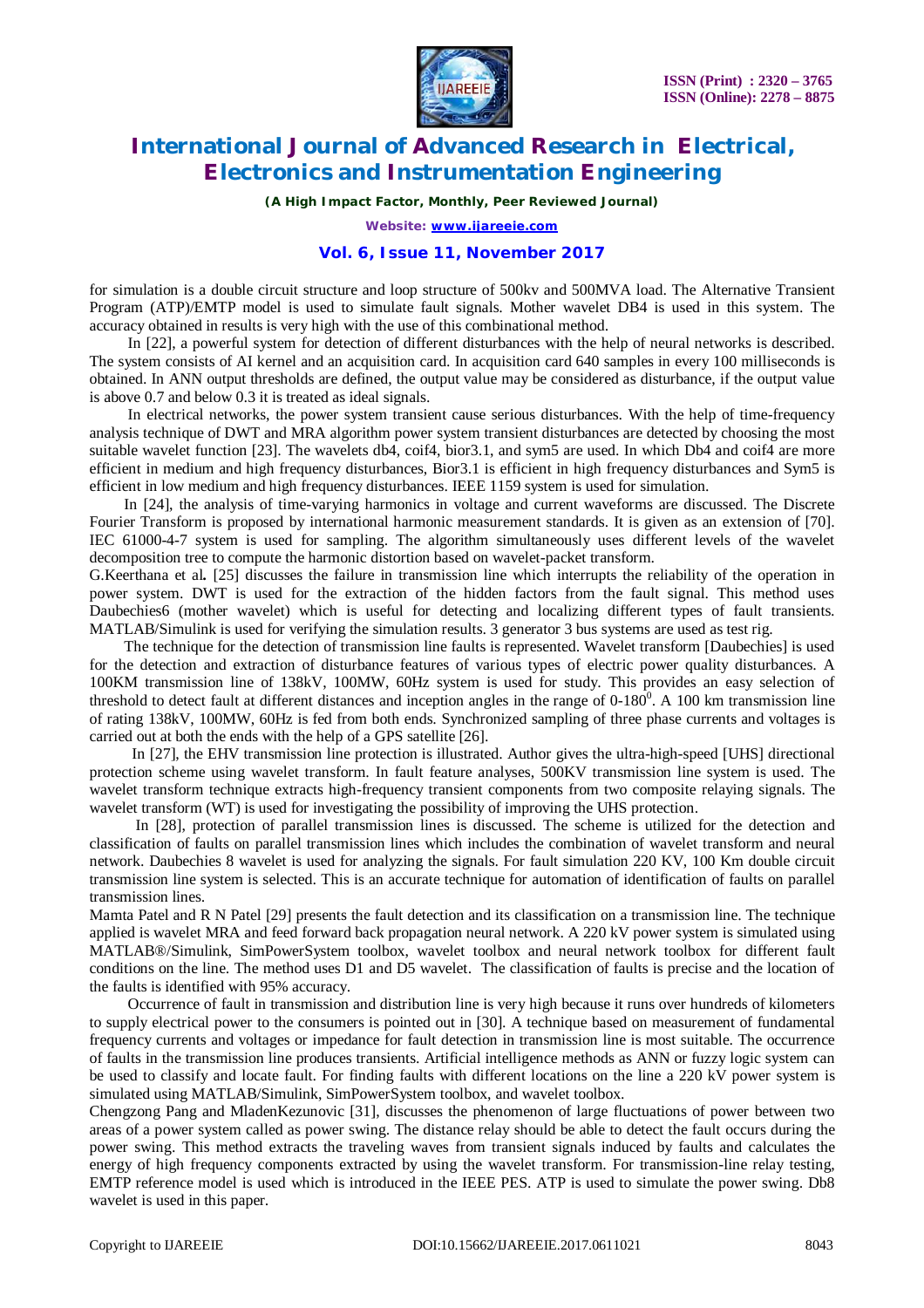for simulation is a double circuit structure and loop structure of 500kv and 500MVA load. The Alternative Transient Program (ATP)/EMTP model is used to simulate fault signals. Mother wavelet DB4 is used in this system. The accuracy obtained in results is very high with the use of this combinational method.

In [22], a powerful system for detection of different disturbances with the help of neural networks is described. The system consists of AI kernel and an acquisition card. In acquisition card 640 samples in every 100 milliseconds is obtained. In ANN output thresholds are defined, the output value may be considered as disturbance, if the output value is above 0.7 and below 0.3 it is treated as ideal signals.

In electrical networks, the power system transient cause serious disturbances. With the help of time-frequency analysis technique of DWT and MRA algorithm power system transient disturbances are detected by choosing the most suitable wavelet function [23]. The wavelets db4, coif4, bior3.1, and sym5 are used. In which Db4 and coif4 are more efficient in medium and high frequency disturbances, Bior3.1 is efficient in high frequency disturbances and Sym5 is efficient in low medium and high frequency disturbances. IEEE 1159 system is used for simulation.

In [24], the analysis of time-varying harmonics in voltage and current waveforms are discussed. The Discrete Fourier Transform is proposed by international harmonic measurement standards. It is given as an extension of [70]. IEC 61000-4-7 system is used for sampling. The algorithm simultaneously uses different levels of the wavelet decomposition tree to compute the harmonic distortion based on wavelet-packet transform.

G.Keerthana et al**.** [25] discusses the failure in transmission line which interrupts the reliability of the operation in power system. DWT is used for the extraction of the hidden factors from the fault signal. This method uses Daubechies6 (mother wavelet) which is useful for detecting and localizing different types of fault transients. MATLAB/Simulink is used for verifying the simulation results. 3 generator 3 bus systems are used as test rig.

The technique for the detection of transmission line faults is represented. Wavelet transform [Daubechies] is used for the detection and extraction of disturbance features of various types of electric power quality disturbances. A 100KM transmission line of 138kV, 100MW, 60Hz system is used for study. This provides an easy selection of threshold to detect fault at different distances and inception angles in the range of 0-180$^0$. A 100 km transmission line of rating 138kV, 100MW, 60Hz is fed from both ends. Synchronized sampling of three phase currents and voltages is carried out at both the ends with the help of a GPS satellite [26].

In [27], the EHV transmission line protection is illustrated. Author gives the ultra-high-speed [UHS] directional protection scheme using wavelet transform. In fault feature analyses, 500KV transmission line system is used. The wavelet transform technique extracts high-frequency transient components from two composite relaying signals. The wavelet transform (WT) is used for investigating the possibility of improving the UHS protection.

In [28], protection of parallel transmission lines is discussed. The scheme is utilized for the detection and classification of faults on parallel transmission lines which includes the combination of wavelet transform and neural network. Daubechies 8 wavelet is used for analyzing the signals. For fault simulation 220 KV, 100 Km double circuit transmission line system is selected. This is an accurate technique for automation of identification of faults on parallel transmission lines.

Mamta Patel and R N Patel [29] presents the fault detection and its classification on a transmission line. The technique applied is wavelet MRA and feed forward back propagation neural network. A 220 kV power system is simulated using MATLAB®/Simulink, SimPowerSystem toolbox, wavelet toolbox and neural network toolbox for different fault conditions on the line. The method uses D1 and D5 wavelet. The classification of faults is precise and the location of the faults is identified with 95% accuracy.

Occurrence of fault in transmission and distribution line is very high because it runs over hundreds of kilometers to supply electrical power to the consumers is pointed out in [30]. A technique based on measurement of fundamental frequency currents and voltages or impedance for fault detection in transmission line is most suitable. The occurrence of faults in the transmission line produces transients. Artificial intelligence methods as ANN or fuzzy logic system can be used to classify and locate fault. For finding faults with different locations on the line a 220 kV power system is simulated using MATLAB/Simulink, SimPowerSystem toolbox, and wavelet toolbox.

Chengzong Pang and MladenKezunovic [31], discusses the phenomenon of large fluctuations of power between two areas of a power system called as power swing. The distance relay should be able to detect the fault occurs during the power swing. This method extracts the traveling waves from transient signals induced by faults and calculates the energy of high frequency components extracted by using the wavelet transform. For transmission-line relay testing, EMTP reference model is used which is introduced in the IEEE PES. ATP is used to simulate the power swing. Db8 wavelet is used in this paper.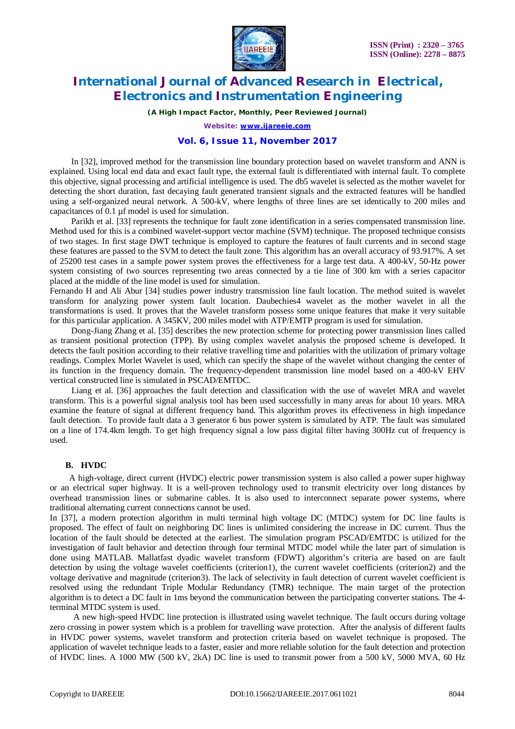In [32], improved method for the transmission line boundary protection based on wavelet transform and ANN is explained. Using local end data and exact fault type, the external fault is differentiated with internal fault. To complete this objective, signal processing and artificial intelligence is used. The db5 wavelet is selected as the mother wavelet for detecting the short duration, fast decaying fault generated transient signals and the extracted features will be handled using a self-organized neural network. A 500-kV, where lengths of three lines are set identically to 200 miles and capacitances of 0.1 μf model is used for simulation.

Parikh et al. [33] represents the technique for fault zone identification in a series compensated transmission line. Method used for this is a combined wavelet-support vector machine (SVM) technique. The proposed technique consists of two stages. In first stage DWT technique is employed to capture the features of fault currents and in second stage these features are passed to the SVM to detect the fault zone. This algorithm has an overall accuracy of 93.917%. A set of 25200 test cases in a sample power system proves the effectiveness for a large test data. A 400-kV, 50-Hz power system consisting of two sources representing two areas connected by a tie line of 300 km with a series capacitor placed at the middle of the line model is used for simulation.

Fernando H and Ali Abur [34] studies power industry transmission line fault location. The method suited is wavelet transform for analyzing power system fault location. Daubechies4 wavelet as the mother wavelet in all the transformations is used. It proves that the Wavelet transform possess some unique features that make it very suitable for this particular application. A 345KV, 200 miles model with ATP/EMTP program is used for simulation.

Dong-Jiang Zhang et al. [35] describes the new protection scheme for protecting power transmission lines called as transient positional protection (TPP). By using complex wavelet analysis the proposed scheme is developed. It detects the fault position according to their relative travelling time and polarities with the utilization of primary voltage readings. Complex Morlet Wavelet is used, which can specify the shape of the wavelet without changing the center of its function in the frequency domain. The frequency-dependent transmission line model based on a 400-kV EHV vertical constructed line is simulated in PSCAD/EMTDC.

Liang et al. [36] approaches the fault detection and classification with the use of wavelet MRA and wavelet transform. This is a powerful signal analysis tool has been used successfully in many areas for about 10 years. MRA examine the feature of signal at different frequency band. This algorithm proves its effectiveness in high impedance fault detection. To provide fault data a 3 generator 6 bus power system is simulated by ATP. The fault was simulated on a line of 174.4km length. To get high frequency signal a low pass digital filter having 300Hz cut of frequency is used.

### B. HVDC

A high-voltage, direct current (HVDC) electric power transmission system is also called a power super highway or an electrical super highway. It is a well-proven technology used to transmit electricity over long distances by overhead transmission lines or submarine cables. It is also used to interconnect separate power systems, where traditional alternating current connections cannot be used.

In [37], a modern protection algorithm in multi terminal high voltage DC (MTDC) system for DC line faults is proposed. The effect of fault on neighboring DC lines is unlimited considering the increase in DC current. Thus the location of the fault should be detected at the earliest. The simulation program PSCAD/EMTDC is utilized for the investigation of fault behavior and detection through four terminal MTDC model while the later part of simulation is done using MATLAB. Mallatfast dyadic wavelet transform (FDWT) algorithm's criteria are based on are fault detection by using the voltage wavelet coefficients (criterion1), the current wavelet coefficients (criterion2) and the voltage derivative and magnitude (criterion3). The lack of selectivity in fault detection of current wavelet coefficient is resolved using the redundant Triple Modular Redundancy (TMR) technique. The main target of the protection algorithm is to detect a DC fault in 1ms beyond the communication between the participating converter stations. The 4-terminal MTDC system is used.

A new high-speed HVDC line protection is illustrated using wavelet technique. The fault occurs during voltage zero crossing in power system which is a problem for travelling wave protection. After the analysis of different faults in HVDC power systems, wavelet transform and protection criteria based on wavelet technique is proposed. The application of wavelet technique leads to a faster, easier and more reliable solution for the fault detection and protection of HVDC lines. A 1000 MW (500 kV, 2kA) DC line is used to transmit power from a 500 kV, 5000 MVA, 60 Hz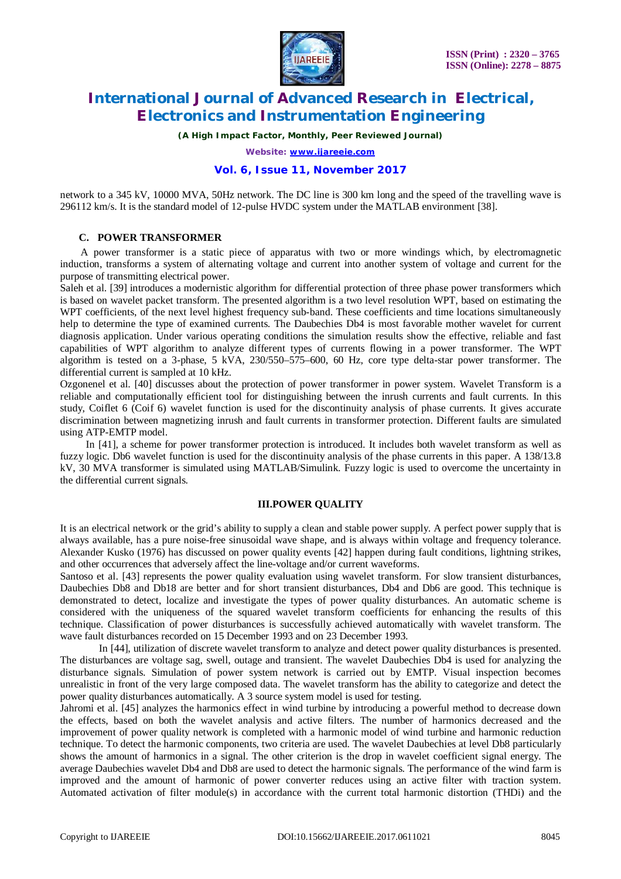network to a 345 kV, 10000 MVA, 50Hz network. The DC line is 300 km long and the speed of the travelling wave is 296112 km/s. It is the standard model of 12-pulse HVDC system under the MATLAB environment [38].

### C. POWER TRANSFORMER

A power transformer is a static piece of apparatus with two or more windings which, by electromagnetic induction, transforms a system of alternating voltage and current into another system of voltage and current for the purpose of transmitting electrical power.

Saleh et al. [39] introduces a modernistic algorithm for differential protection of three phase power transformers which is based on wavelet packet transform. The presented algorithm is a two level resolution WPT, based on estimating the WPT coefficients, of the next level highest frequency sub-band. These coefficients and time locations simultaneously help to determine the type of examined currents. The Daubechies Db4 is most favorable mother wavelet for current diagnosis application. Under various operating conditions the simulation results show the effective, reliable and fast capabilities of WPT algorithm to analyze different types of currents flowing in a power transformer. The WPT algorithm is tested on a 3-phase, 5 kVA, 230/550–575–600, 60 Hz, core type delta-star power transformer. The differential current is sampled at 10 kHz.

Ozgonenel et al. [40] discusses about the protection of power transformer in power system. Wavelet Transform is a reliable and computationally efficient tool for distinguishing between the inrush currents and fault currents. In this study, Coiflet 6 (Coif 6) wavelet function is used for the discontinuity analysis of phase currents. It gives accurate discrimination between magnetizing inrush and fault currents in transformer protection. Different faults are simulated using ATP-EMTP model.

In [41], a scheme for power transformer protection is introduced. It includes both wavelet transform as well as fuzzy logic. Db6 wavelet function is used for the discontinuity analysis of the phase currents in this paper. A 138/13.8 kV, 30 MVA transformer is simulated using MATLAB/Simulink. Fuzzy logic is used to overcome the uncertainty in the differential current signals.

## III. POWER QUALITY

It is an electrical network or the grid's ability to supply a clean and stable power supply. A perfect power supply that is always available, has a pure noise-free sinusoidal wave shape, and is always within voltage and frequency tolerance. Alexander Kusko (1976) has discussed on power quality events [42] happen during fault conditions, lightning strikes, and other occurrences that adversely affect the line-voltage and/or current waveforms.

Santoso et al. [43] represents the power quality evaluation using wavelet transform. For slow transient disturbances, Daubechies Db8 and Db18 are better and for short transient disturbances, Db4 and Db6 are good. This technique is demonstrated to detect, localize and investigate the types of power quality disturbances. An automatic scheme is considered with the uniqueness of the squared wavelet transform coefficients for enhancing the results of this technique. Classification of power disturbances is successfully achieved automatically with wavelet transform. The wave fault disturbances recorded on 15 December 1993 and on 23 December 1993.

In [44], utilization of discrete wavelet transform to analyze and detect power quality disturbances is presented. The disturbances are voltage sag, swell, outage and transient. The wavelet Daubechies Db4 is used for analyzing the disturbance signals. Simulation of power system network is carried out by EMTP. Visual inspection becomes unrealistic in front of the very large composed data. The wavelet transform has the ability to categorize and detect the power quality disturbances automatically. A 3 source system model is used for testing.

Jahromi et al. [45] analyzes the harmonics effect in wind turbine by introducing a powerful method to decrease down the effects, based on both the wavelet analysis and active filters. The number of harmonics decreased and the improvement of power quality network is completed with a harmonic model of wind turbine and harmonic reduction technique. To detect the harmonic components, two criteria are used. The wavelet Daubechies at level Db8 particularly shows the amount of harmonics in a signal. The other criterion is the drop in wavelet coefficient signal energy. The average Daubechies wavelet Db4 and Db8 are used to detect the harmonic signals. The performance of the wind farm is improved and the amount of harmonic of power converter reduces using an active filter with traction system. Automated activation of filter module(s) in accordance with the current total harmonic distortion (THDi) and the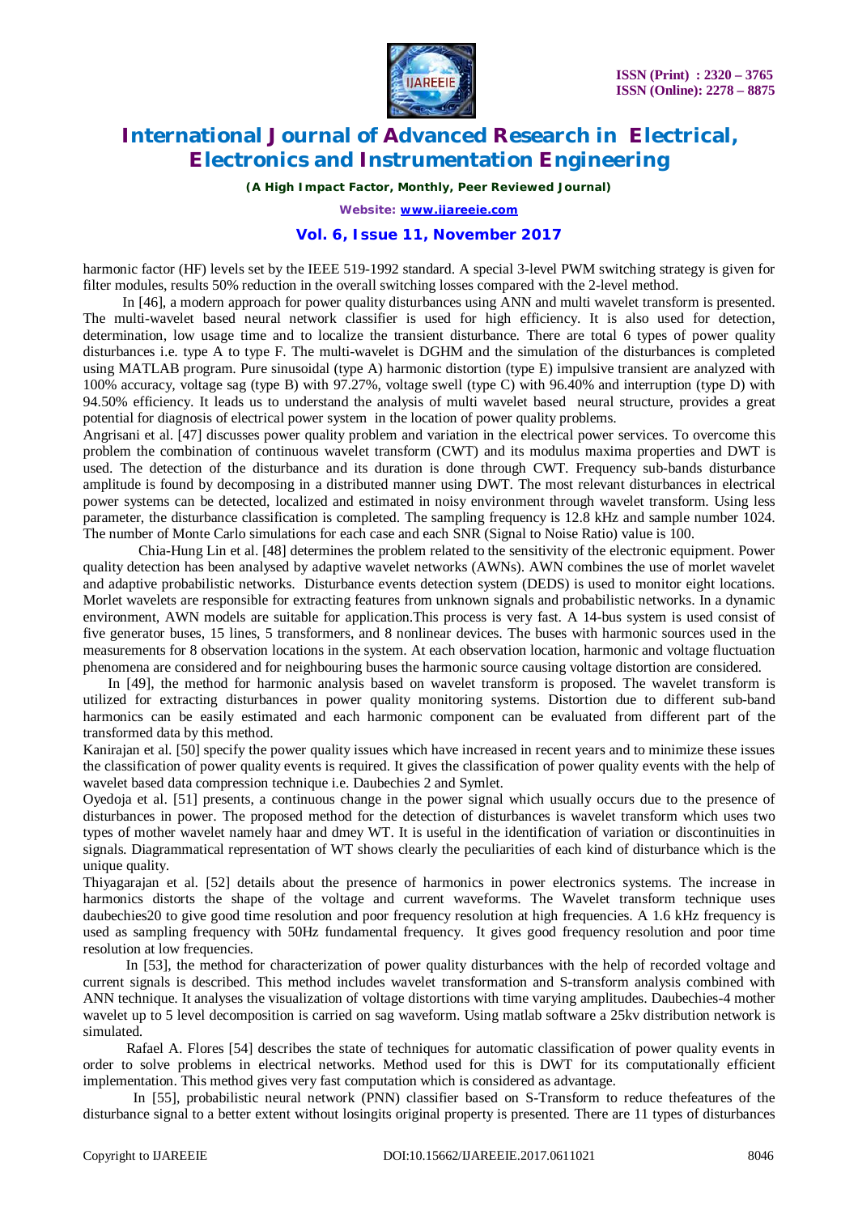harmonic factor (HF) levels set by the IEEE 519-1992 standard. A special 3-level PWM switching strategy is given for filter modules, results 50% reduction in the overall switching losses compared with the 2-level method.

In [46], a modern approach for power quality disturbances using ANN and multi wavelet transform is presented. The multi-wavelet based neural network classifier is used for high efficiency. It is also used for detection, determination, low usage time and to localize the transient disturbance. There are total 6 types of power quality disturbances i.e. type A to type F. The multi-wavelet is DGHM and the simulation of the disturbances is completed using MATLAB program. Pure sinusoidal (type A) harmonic distortion (type E) impulsive transient are analyzed with 100% accuracy, voltage sag (type B) with 97.27%, voltage swell (type C) with 96.40% and interruption (type D) with 94.50% efficiency. It leads us to understand the analysis of multi wavelet based neural structure, provides a great potential for diagnosis of electrical power system in the location of power quality problems.

Angrisani et al. [47] discusses power quality problem and variation in the electrical power services. To overcome this problem the combination of continuous wavelet transform (CWT) and its modulus maxima properties and DWT is used. The detection of the disturbance and its duration is done through CWT. Frequency sub-bands disturbance amplitude is found by decomposing in a distributed manner using DWT. The most relevant disturbances in electrical power systems can be detected, localized and estimated in noisy environment through wavelet transform. Using less parameter, the disturbance classification is completed. The sampling frequency is 12.8 kHz and sample number 1024. The number of Monte Carlo simulations for each case and each SNR (Signal to Noise Ratio) value is 100.

Chia-Hung Lin et al. [48] determines the problem related to the sensitivity of the electronic equipment. Power quality detection has been analysed by adaptive wavelet networks (AWNs). AWN combines the use of morlet wavelet and adaptive probabilistic networks. Disturbance events detection system (DEDS) is used to monitor eight locations. Morlet wavelets are responsible for extracting features from unknown signals and probabilistic networks. In a dynamic environment, AWN models are suitable for application.This process is very fast. A 14-bus system is used consist of five generator buses, 15 lines, 5 transformers, and 8 nonlinear devices. The buses with harmonic sources used in the measurements for 8 observation locations in the system. At each observation location, harmonic and voltage fluctuation phenomena are considered and for neighbouring buses the harmonic source causing voltage distortion are considered.

In [49], the method for harmonic analysis based on wavelet transform is proposed. The wavelet transform is utilized for extracting disturbances in power quality monitoring systems. Distortion due to different sub-band harmonics can be easily estimated and each harmonic component can be evaluated from different part of the transformed data by this method.

Kanirajan et al. [50] specify the power quality issues which have increased in recent years and to minimize these issues the classification of power quality events is required. It gives the classification of power quality events with the help of wavelet based data compression technique i.e. Daubechies 2 and Symlet.

Oyedoja et al. [51] presents, a continuous change in the power signal which usually occurs due to the presence of disturbances in power. The proposed method for the detection of disturbances is wavelet transform which uses two types of mother wavelet namely haar and dmey WT. It is useful in the identification of variation or discontinuities in signals. Diagrammatical representation of WT shows clearly the peculiarities of each kind of disturbance which is the unique quality.

Thiyagarajan et al. [52] details about the presence of harmonics in power electronics systems. The increase in harmonics distorts the shape of the voltage and current waveforms. The Wavelet transform technique uses daubechies20 to give good time resolution and poor frequency resolution at high frequencies. A 1.6 kHz frequency is used as sampling frequency with 50Hz fundamental frequency. It gives good frequency resolution and poor time resolution at low frequencies.

In [53], the method for characterization of power quality disturbances with the help of recorded voltage and current signals is described. This method includes wavelet transformation and S-transform analysis combined with ANN technique. It analyses the visualization of voltage distortions with time varying amplitudes. Daubechies-4 mother wavelet up to 5 level decomposition is carried on sag waveform. Using matlab software a 25kv distribution network is simulated.

Rafael A. Flores [54] describes the state of techniques for automatic classification of power quality events in order to solve problems in electrical networks. Method used for this is DWT for its computationally efficient implementation. This method gives very fast computation which is considered as advantage.

In [55], probabilistic neural network (PNN) classifier based on S-Transform to reduce thefeatures of the disturbance signal to a better extent without losingits original property is presented. There are 11 types of disturbances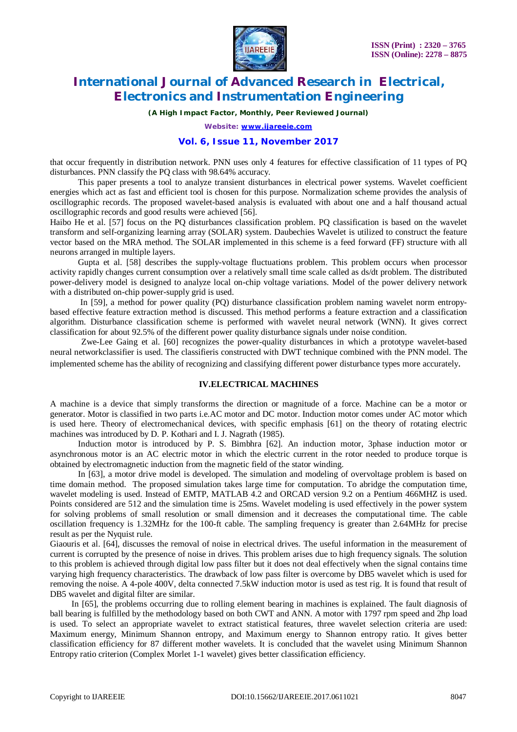that occur frequently in distribution network. PNN uses only 4 features for effective classification of 11 types of PQ disturbances. PNN classify the PQ class with 98.64% accuracy.

This paper presents a tool to analyze transient disturbances in electrical power systems. Wavelet coefficient energies which act as fast and efficient tool is chosen for this purpose. Normalization scheme provides the analysis of oscillographic records. The proposed wavelet-based analysis is evaluated with about one and a half thousand actual oscillographic records and good results were achieved [56].

Haibo He et al. [57] focus on the PQ disturbances classification problem. PQ classification is based on the wavelet transform and self-organizing learning array (SOLAR) system. Daubechies Wavelet is utilized to construct the feature vector based on the MRA method. The SOLAR implemented in this scheme is a feed forward (FF) structure with all neurons arranged in multiple layers.

Gupta et al. [58] describes the supply-voltage fluctuations problem. This problem occurs when processor activity rapidly changes current consumption over a relatively small time scale called as ds/dt problem. The distributed power-delivery model is designed to analyze local on-chip voltage variations. Model of the power delivery network with a distributed on-chip power-supply grid is used.

In [59], a method for power quality (PQ) disturbance classification problem naming wavelet norm entropy-based effective feature extraction method is discussed. This method performs a feature extraction and a classification algorithm. Disturbance classification scheme is performed with wavelet neural network (WNN). It gives correct classification for about 92.5% of the different power quality disturbance signals under noise condition.

Zwe-Lee Gaing et al. [60] recognizes the power-quality disturbances in which a prototype wavelet-based neural networkclassifier is used. The classifieris constructed with DWT technique combined with the PNN model. The implemented scheme has the ability of recognizing and classifying different power disturbance types more accurately.

## IV.ELECTRICAL MACHINES

A machine is a device that simply transforms the direction or magnitude of a force. Machine can be a motor or generator. Motor is classified in two parts i.e.AC motor and DC motor. Induction motor comes under AC motor which is used here. Theory of electromechanical devices, with specific emphasis [61] on the theory of rotating electric machines was introduced by D. P. Kothari and I. J. Nagrath (1985).

Induction motor is introduced by P. S. Bimbhra [62]. An induction motor, 3phase induction motor or asynchronous motor is an AC electric motor in which the electric current in the rotor needed to produce torque is obtained by electromagnetic induction from the magnetic field of the stator winding.

In [63], a motor drive model is developed. The simulation and modeling of overvoltage problem is based on time domain method. The proposed simulation takes large time for computation. To abridge the computation time, wavelet modeling is used. Instead of EMTP, MATLAB 4.2 and ORCAD version 9.2 on a Pentium 466MHZ is used. Points considered are 512 and the simulation time is 25ms. Wavelet modeling is used effectively in the power system for solving problems of small resolution or small dimension and it decreases the computational time. The cable oscillation frequency is 1.32MHz for the 100-ft cable. The sampling frequency is greater than 2.64MHz for precise result as per the Nyquist rule.

Giaouris et al. [64], discusses the removal of noise in electrical drives. The useful information in the measurement of current is corrupted by the presence of noise in drives. This problem arises due to high frequency signals. The solution to this problem is achieved through digital low pass filter but it does not deal effectively when the signal contains time varying high frequency characteristics. The drawback of low pass filter is overcome by DB5 wavelet which is used for removing the noise. A 4-pole 400V, delta connected 7.5kW induction motor is used as test rig. It is found that result of DB5 wavelet and digital filter are similar.

In [65], the problems occurring due to rolling element bearing in machines is explained. The fault diagnosis of ball bearing is fulfilled by the methodology based on both CWT and ANN. A motor with 1797 rpm speed and 2hp load is used. To select an appropriate wavelet to extract statistical features, three wavelet selection criteria are used: Maximum energy, Minimum Shannon entropy, and Maximum energy to Shannon entropy ratio. It gives better classification efficiency for 87 different mother wavelets. It is concluded that the wavelet using Minimum Shannon Entropy ratio criterion (Complex Morlet 1-1 wavelet) gives better classification efficiency.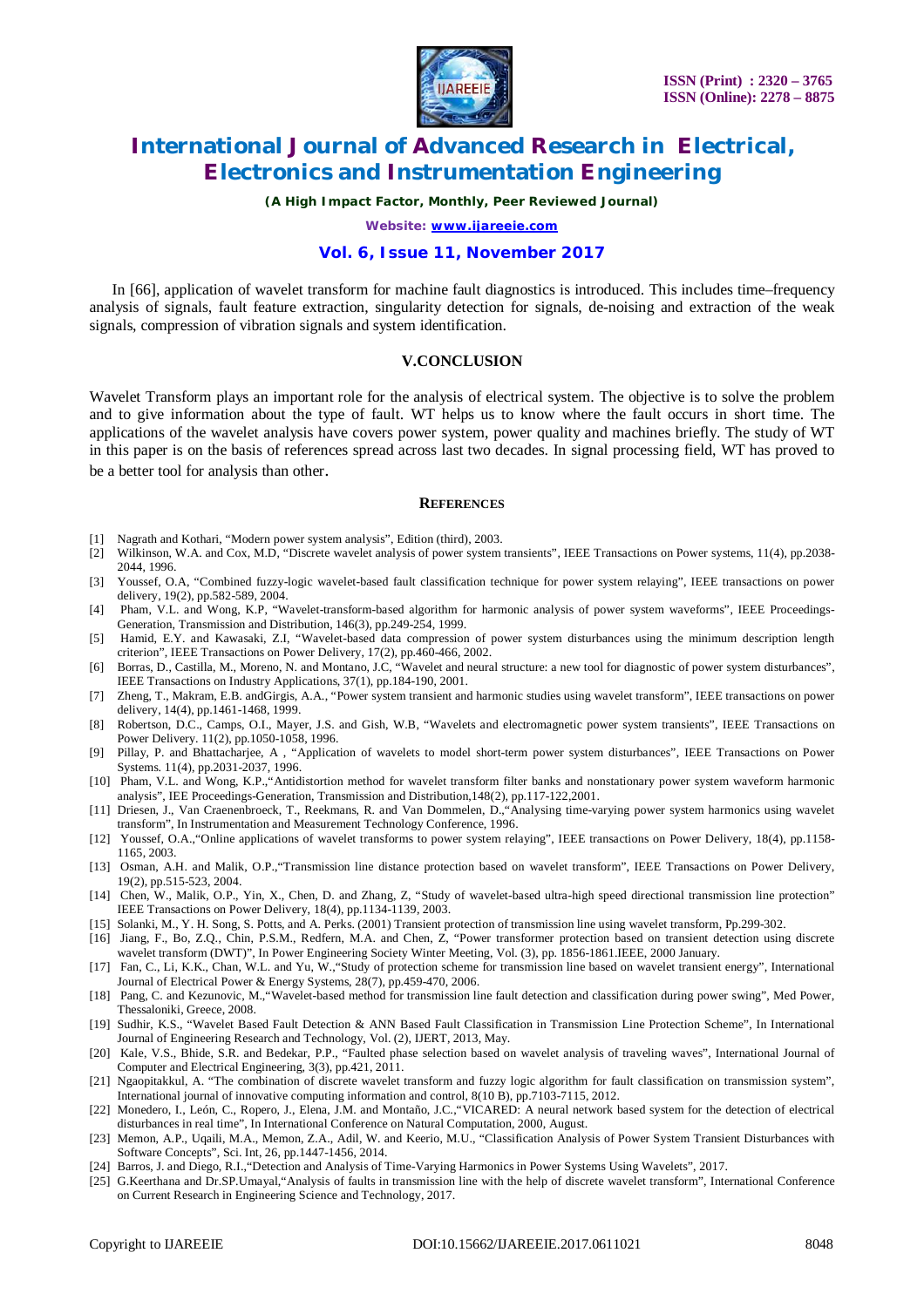In [66], application of wavelet transform for machine fault diagnostics is introduced. This includes time–frequency analysis of signals, fault feature extraction, singularity detection for signals, de-noising and extraction of the weak signals, compression of vibration signals and system identification.

## V.CONCLUSION

Wavelet Transform plays an important role for the analysis of electrical system. The objective is to solve the problem and to give information about the type of fault. WT helps us to know where the fault occurs in short time. The applications of the wavelet analysis have covers power system, power quality and machines briefly. The study of WT in this paper is on the basis of references spread across last two decades. In signal processing field, WT has proved to be a better tool for analysis than other.

## REFERENCES

[1] Nagrath and Kothari, "Modern power system analysis", Edition (third), 2003.

[2] Wilkinson, W.A. and Cox, M.D, "Discrete wavelet analysis of power system transients", IEEE Transactions on Power systems, 11(4), pp.2038-2044, 1996.

[3] Youssef, O.A, "Combined fuzzy-logic wavelet-based fault classification technique for power system relaying", IEEE transactions on power delivery, 19(2), pp.582-589, 2004.

[4] Pham, V.L. and Wong, K.P, "Wavelet-transform-based algorithm for harmonic analysis of power system waveforms", IEEE Proceedings-Generation, Transmission and Distribution, 146(3), pp.249-254, 1999.

[5] Hamid, E.Y. and Kawasaki, Z.I, "Wavelet-based data compression of power system disturbances using the minimum description length criterion", IEEE Transactions on Power Delivery, 17(2), pp.460-466, 2002.

[6] Borras, D., Castilla, M., Moreno, N. and Montano, J.C, "Wavelet and neural structure: a new tool for diagnostic of power system disturbances", IEEE Transactions on Industry Applications, 37(1), pp.184-190, 2001.

[7] Zheng, T., Makram, E.B. andGirgis, A.A., "Power system transient and harmonic studies using wavelet transform", IEEE transactions on power delivery, 14(4), pp.1461-1468, 1999.

[8] Robertson, D.C., Camps, O.I., Mayer, J.S. and Gish, W.B, "Wavelets and electromagnetic power system transients", IEEE Transactions on Power Delivery. 11(2), pp.1050-1058, 1996.

[9] Pillay, P. and Bhattacharjee, A , "Application of wavelets to model short-term power system disturbances", IEEE Transactions on Power Systems. 11(4), pp.2031-2037, 1996.

[10] Pham, V.L. and Wong, K.P.,"Antidistortion method for wavelet transform filter banks and nonstationary power system waveform harmonic analysis", IEE Proceedings-Generation, Transmission and Distribution,148(2), pp.117-122,2001.

[11] Driesen, J., Van Craenenbroeck, T., Reekmans, R. and Van Dommelen, D.,"Analysing time-varying power system harmonics using wavelet transform", In Instrumentation and Measurement Technology Conference, 1996.

[12] Youssef, O.A.,"Online applications of wavelet transforms to power system relaying", IEEE transactions on Power Delivery, 18(4), pp.1158-1165, 2003.

[13] Osman, A.H. and Malik, O.P.,"Transmission line distance protection based on wavelet transform", IEEE Transactions on Power Delivery, 19(2), pp.515-523, 2004.

[14] Chen, W., Malik, O.P., Yin, X., Chen, D. and Zhang, Z, "Study of wavelet-based ultra-high speed directional transmission line protection" IEEE Transactions on Power Delivery, 18(4), pp.1134-1139, 2003.

[15] Solanki, M., Y. H. Song, S. Potts, and A. Perks. (2001) Transient protection of transmission line using wavelet transform, Pp.299-302.

[16] Jiang, F., Bo, Z.Q., Chin, P.S.M., Redfern, M.A. and Chen, Z, "Power transformer protection based on transient detection using discrete wavelet transform (DWT)", In Power Engineering Society Winter Meeting, Vol. (3), pp. 1856-1861.IEEE, 2000 January.

[17] Fan, C., Li, K.K., Chan, W.L. and Yu, W.,"Study of protection scheme for transmission line based on wavelet transient energy", International Journal of Electrical Power & Energy Systems, 28(7), pp.459-470, 2006.

[18] Pang, C. and Kezunovic, M.,"Wavelet-based method for transmission line fault detection and classification during power swing", Med Power, Thessaloniki, Greece, 2008.

[19] Sudhir, K.S., "Wavelet Based Fault Detection & ANN Based Fault Classification in Transmission Line Protection Scheme", In International Journal of Engineering Research and Technology, Vol. (2), IJERT, 2013, May.

[20] Kale, V.S., Bhide, S.R. and Bedekar, P.P., "Faulted phase selection based on wavelet analysis of traveling waves", International Journal of Computer and Electrical Engineering, 3(3), pp.421, 2011.

[21] Ngaopitakkul, A. "The combination of discrete wavelet transform and fuzzy logic algorithm for fault classification on transmission system", International journal of innovative computing information and control, 8(10 B), pp.7103-7115, 2012.

[22] Monedero, I., León, C., Ropero, J., Elena, J.M. and Montaño, J.C.,"VICARED: A neural network based system for the detection of electrical disturbances in real time", In International Conference on Natural Computation, 2000, August.

[23] Memon, A.P., Uqaili, M.A., Memon, Z.A., Adil, W. and Keerio, M.U., "Classification Analysis of Power System Transient Disturbances with Software Concepts", Sci. Int, 26, pp.1447-1456, 2014.

[24] Barros, J. and Diego, R.I.,"Detection and Analysis of Time-Varying Harmonics in Power Systems Using Wavelets", 2017.

[25] G.Keerthana and Dr.SP.Umayal,"Analysis of faults in transmission line with the help of discrete wavelet transform", International Conference on Current Research in Engineering Science and Technology, 2017.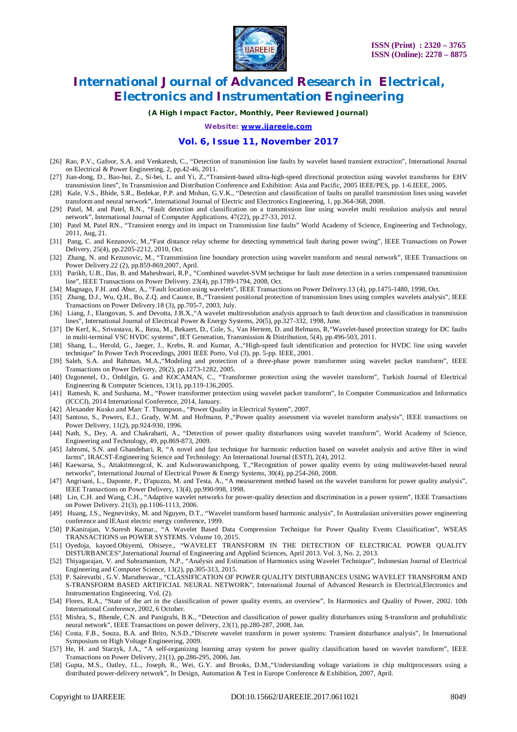[26] Rao, P.V., Gafoor, S.A. and Venkatesh, C., "Detection of transmission line faults by wavelet based transient extraction", International Journal on Electrical & Power Engineering, 2, pp.42-46, 2011.

[27] Jian-dong, D., Bao-hui, Z., Si-bei, L. and Yi, Z.,"Transient-based ultra-high-speed directional protection using wavelet transforms for EHV transmission lines", In Transmission and Distribution Conference and Exhibition: Asia and Pacific, 2005 IEEE/PES, pp. 1-6.IEEE, 2005.

[28] Kale, V.S., Bhide, S.R., Bedekar, P.P. and Mohan, G.V.K., "Detection and classification of faults on parallel transmission lines using wavelet transform and neural network", International Journal of Electric and Electronics Engineering, 1, pp.364-368, 2008.

[29] Patel, M. and Patel, R.N., "Fault detection and classification on a transmission line using wavelet multi resolution analysis and neural network", International Journal of Computer Applications. 47(22), pp.27-33, 2012.

[30] Patel M, Patel RN., "Transient energy and its impact on Transmission line faults" World Academy of Science, Engineering and Technology, 2011, Aug, 21.

[31] Pang, C. and Kezunovic, M.,"Fast distance relay scheme for detecting symmetrical fault during power swing", IEEE Transactions on Power Delivery, 25(4), pp.2205-2212, 2010, Oct.

[32] Zhang, N. and Kezunovic, M., "Transmission line boundary protection using wavelet transform and neural network", IEEE Transactions on Power Delivery.22 (2), pp.859-869,2007, April.

[33] Parikh, U.B., Das, B. and Maheshwari, R.P., "Combined wavelet-SVM technique for fault zone detection in a series compensated transmission line", IEEE Transactions on Power Delivery. 23(4), pp.1789-1794, 2008, Oct.

[34] Magnago, F.H. and Abur, A., "Fault location using wavelets", IEEE Transactions on Power Delivery.13 (4), pp.1475-1480, 1998, Oct.

[35] Zhang, D.J., Wu, Q.H., Bo, Z.Q. and Caunce, B.,"Transient positional protection of transmission lines using complex wavelets analysis", IEEE Transactions on Power Delivery.18 (3), pp.705-7, 2003, July.

[36] Liang, J., Elangovan, S. and Devotta, J.B.X.,"A wavelet multiresolution analysis approach to fault detection and classification in transmission lines", International Journal of Electrical Power & Energy Systems, 20(5), pp.327-332, 1998, June.

[37] De Kerf, K., Srivastava, K., Reza, M., Bekaert, D., Cole, S., Van Hertem, D. and Belmans, R,"Wavelet-based protection strategy for DC faults in multi-terminal VSC HVDC systems", IET Generation, Transmission & Distribution, 5(4), pp.496-503, 2011.

[38] Shang, L., Herold, G., Jaeger, J., Krebs, R. and Kumar, A.,"High-speed fault identification and protection for HVDC line using wavelet technique" In Power Tech Proceedings, 2001 IEEE Porto, Vol (3), pp. 5-pp. IEEE, 2001.

[39] Saleh, S.A. and Rahman, M.A.,"Modeling and protection of a three-phase power transformer using wavelet packet transform", IEEE Transactions on Power Delivery, 20(2), pp.1273-1282, 2005.

[40] Ozgonenel, O., Onbilgin, G. and KOCAMAN, C., "Transformer protection using the wavelet transform", Turkish Journal of Electrical Engineering & Computer Sciences, 13(1), pp.119-136,2005.

[41] Ramesh, K. and Sushama, M., "Power transformer protection using wavelet packet transform", In Computer Communication and Informatics (ICCCI), 2014 International Conference, 2014, January.

[42] Alexander Kusko and Marc T. Thompson., "Power Quality in Electrical System", 2007.

[43] Santoso, S., Powers, E.J., Grady, W.M. and Hofmann, P.,"Power quality assessment via wavelet transform analysis", IEEE transactions on Power Delivery, 11(2), pp.924-930, 1996.

[44] Nath, S., Dey, A. and Chakrabarti, A., "Detection of power quality disturbances using wavelet transform", World Academy of Science, Engineering and Technology, 49, pp.869-873, 2009.

[45] Jahromi, S.N. and Ghandehari, R, "A novel and fast technique for harmonic reduction based on wavelet analysis and active filter in wind farms", IRACST-Engineering Science and Technology: An International Journal (ESTJ), 2(4), 2012.

[46] Kaewarsa, S., Attakitmongcol, K. and Kulworawanichpong, T.,"Recognition of power quality events by using multiwavelet-based neural networks", International Journal of Electrical Power & Energy Systems, 30(4), pp.254-260, 2008.

[47] Angrisani, L., Daponte, P., D'apuzzo, M. and Testa, A., "A measurement method based on the wavelet transform for power quality analysis", IEEE Transactions on Power Delivery, 13(4), pp.990-998, 1998.

[48] Lin, C.H. and Wang, C.H., "Adaptive wavelet networks for power-quality detection and discrimination in a power system", IEEE Transactions on Power Delivery. 21(3), pp.1106-1113, 2006.

[49] Huang, J.S., Negnevitsky, M. and Nguyen, D.T., "Wavelet transform based harmonic analysis", In Australasian universities power engineering conference and IEAust electric energy conference, 1999.

[50] P.Kanirajan, V.Suresh Kumar., "A Wavelet Based Data Compression Technique for Power Quality Events Classification", WSEAS TRANSACTIONS on POWER SYSTEMS. Volume 10, 2015.

[51] Oyedoja, kayoed.Obiyemi, Obiseye., "WAVELET TRANSFORM IN THE DETECTION OF ELECTRICAL POWER QUALITY DISTURBANCES",International Journal of Engineering and Applied Sciences, April 2013. Vol. 3, No. 2, 2013.

[52] Thiyagarajan, V. and Subramanium, N.P., "Analysis and Estimation of Harmonics using Wavelet Technique", Indonesian Journal of Electrical Engineering and Computer Science, 13(2), pp.305-313, 2015.

[53] P. Sairevathi , G.V. Marutheswar., "CLASSIFICATION OF POWER QUALITY DISTURBANCES USING WAVELET TRANSFORM AND S-TRANSFORM BASED ARTIFICIAL NEURAL NETWORK", International Journal of Advanced Research in Electrical,Electronics and Instrumentation Engineering. Vol. (2).

[54] Flores, R.A., "State of the art in the classification of power quality events, an overview", In Harmonics and Quality of Power, 2002. 10th International Conference, 2002, 6 October.

[55] Mishra, S., Bhende, C.N. and Panigrahi, B.K., "Detection and classification of power quality disturbances using S-transform and probabilistic neural network", IEEE Transactions on power delivery, 23(1), pp.280-287, 2008, Jan.

[56] Costa, F.B., Souza, B.A. and Brito, N.S.D.,"Discrete wavelet transform in power systems: Transient disturbance analysis", In International Symposium on High Voltage Engineering, 2009.

[57] He, H. and Starzyk, J.A., "A self-organizing learning array system for power quality classification based on wavelet transform", IEEE Transactions on Power Delivery, 21(1), pp.286-295, 2006, Jan.

[58] Gupta, M.S., Oatley, J.L., Joseph, R., Wei, G.Y. and Brooks, D.M.,"Understanding voltage variations in chip multiprocessors using a distributed power-delivery network", In Design, Automation & Test in Europe Conference & Exhibition, 2007, April.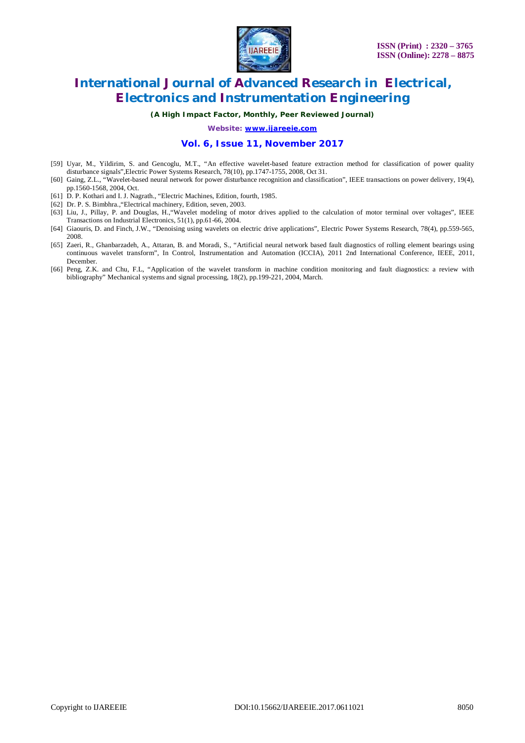[59] Uyar, M., Yildirim, S. and Gencoglu, M.T., "An effective wavelet-based feature extraction method for classification of power quality disturbance signals",Electric Power Systems Research, 78(10), pp.1747-1755, 2008, Oct 31.

[60] Gaing, Z.L., "Wavelet-based neural network for power disturbance recognition and classification", IEEE transactions on power delivery, 19(4), pp.1560-1568, 2004, Oct.

[61] D. P. Kothari and I. J. Nagrath., "Electric Machines, Edition, fourth, 1985.

[62] Dr. P. S. Bimbhra.,"Electrical machinery, Edition, seven, 2003.

[63] Liu, J., Pillay, P. and Douglas, H.,"Wavelet modeling of motor drives applied to the calculation of motor terminal over voltages", IEEE Transactions on Industrial Electronics, 51(1), pp.61-66, 2004.

[64] Giaouris, D. and Finch, J.W., "Denoising using wavelets on electric drive applications", Electric Power Systems Research, 78(4), pp.559-565, 2008.

[65] Zaeri, R., Ghanbarzadeh, A., Attaran, B. and Moradi, S., "Artificial neural network based fault diagnostics of rolling element bearings using continuous wavelet transform", In Control, Instrumentation and Automation (ICCIA), 2011 2nd International Conference, IEEE, 2011, December.

[66] Peng, Z.K. and Chu, F.L, "Application of the wavelet transform in machine condition monitoring and fault diagnostics: a review with bibliography" Mechanical systems and signal processing, 18(2), pp.199-221, 2004, March.